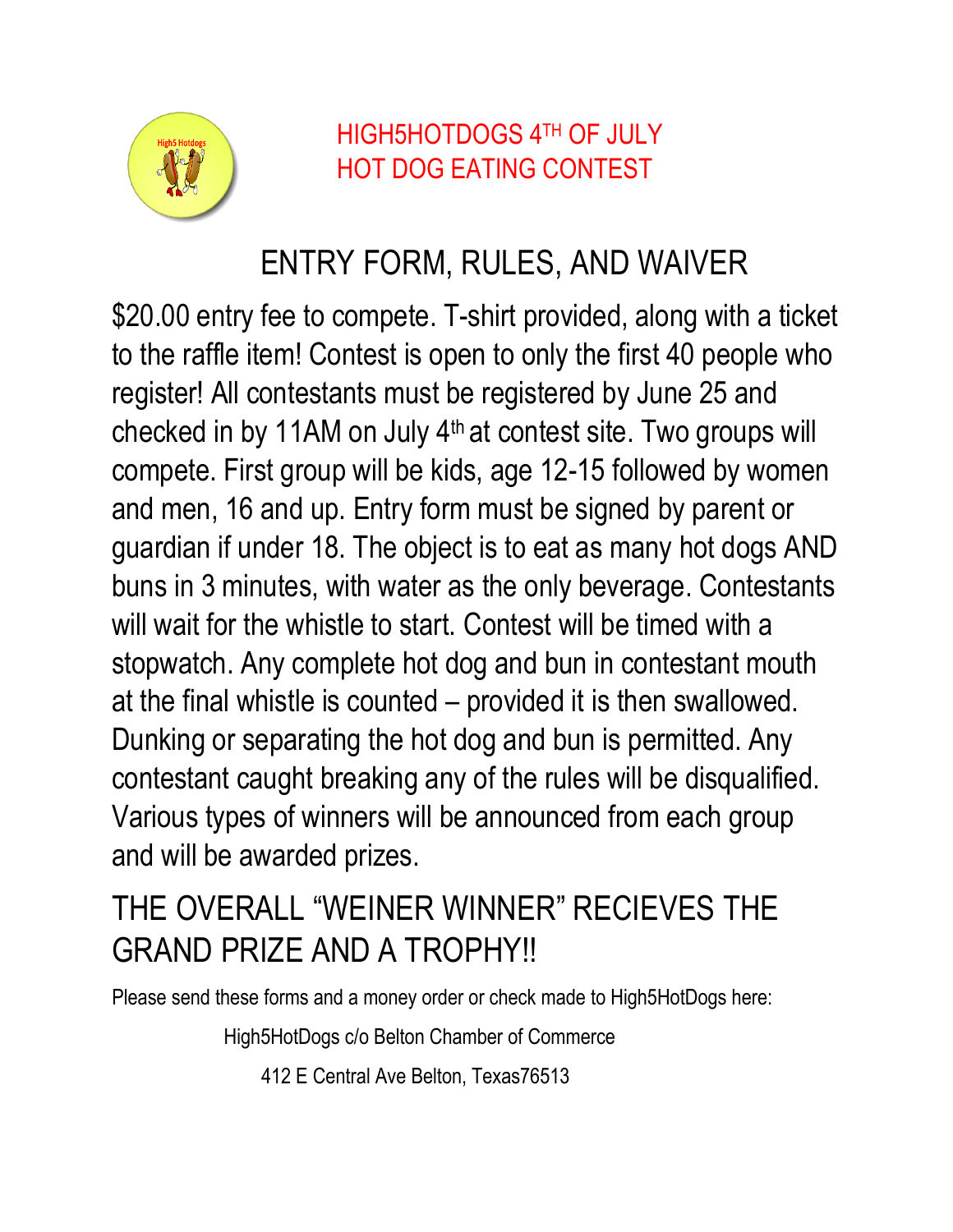# HIGH5HOTDOGS 4TH OF JULY HOT DOG EATING CONTEST

## ENTRY FORM, RULES, AND WAIVER

$20.00 entry fee to compete. T-shirt provided, along with a ticket to the raffle item! Contest is open to only the first 40 people who register! All contestants must be registered by June 25 and checked in by 11AM on July 4th at contest site. Two groups will compete. First group will be kids, age 12-15 followed by women and men, 16 and up. Entry form must be signed by parent or guardian if under 18. The object is to eat as many hot dogs AND buns in 3 minutes, with water as the only beverage. Contestants will wait for the whistle to start. Contest will be timed with a stopwatch. Any complete hot dog and bun in contestant mouth at the final whistle is counted – provided it is then swallowed. Dunking or separating the hot dog and bun is permitted. Any contestant caught breaking any of the rules will be disqualified. Various types of winners will be announced from each group and will be awarded prizes.

## THE OVERALL "WEINER WINNER" RECIEVES THE GRAND PRIZE AND A TROPHY!!

Please send these forms and a money order or check made to High5HotDogs here:

High5HotDogs c/o Belton Chamber of Commerce

412 E Central Ave Belton, Texas76513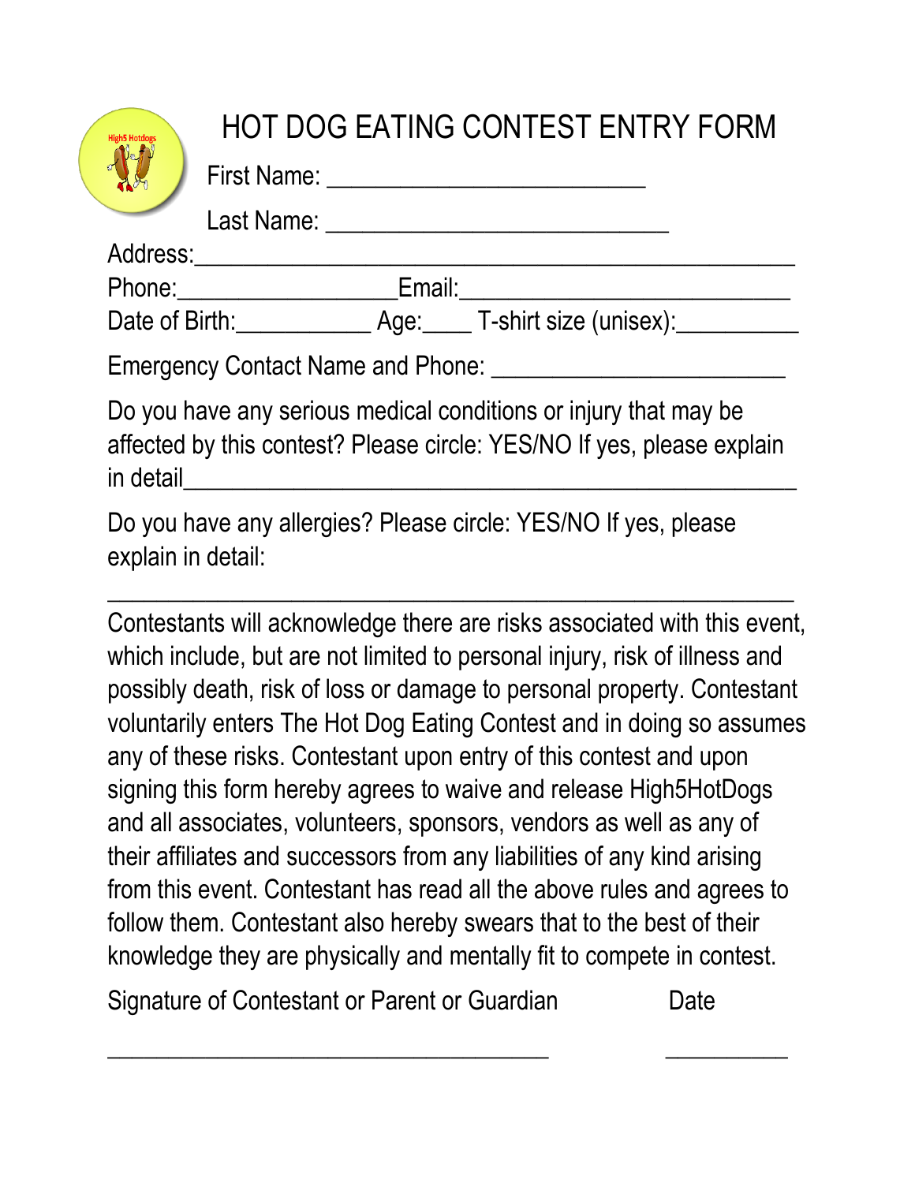# HOT DOG EATING CONTEST ENTRY FORM

First Name: ___________________________

Last Name: _____________________________

Address:___________________________________________________

Phone:_________________Email:____________________________

Date of Birth:___________ Age:____ T-shirt size (unisex):__________

Emergency Contact Name and Phone: _________________________

Do you have any serious medical conditions or injury that may be affected by this contest? Please circle: YES/NO If yes, please explain in detail__________________________________________________

Do you have any allergies? Please circle: YES/NO If yes, please explain in detail:

__________________________________________________________

Contestants will acknowledge there are risks associated with this event, which include, but are not limited to personal injury, risk of illness and possibly death, risk of loss or damage to personal property. Contestant voluntarily enters The Hot Dog Eating Contest and in doing so assumes any of these risks. Contestant upon entry of this contest and upon signing this form hereby agrees to waive and release High5HotDogs and all associates, volunteers, sponsors, vendors as well as any of their affiliates and successors from any liabilities of any kind arising from this event. Contestant has read all the above rules and agrees to follow them. Contestant also hereby swears that to the best of their knowledge they are physically and mentally fit to compete in contest.

Signature of Contestant or Parent or Guardian Date

_____________________________________ __________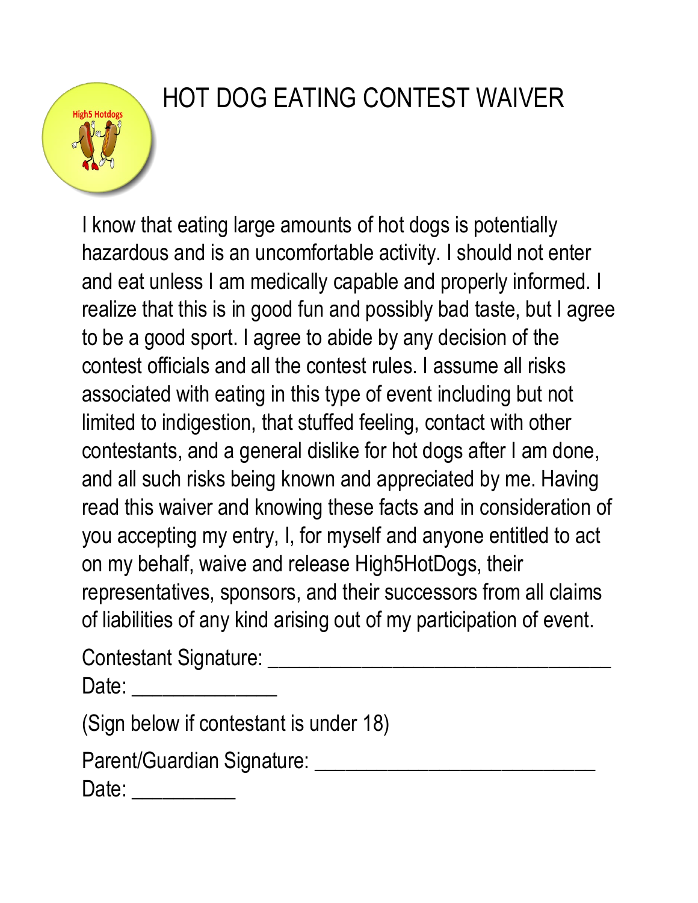# HOT DOG EATING CONTEST WAIVER

I know that eating large amounts of hot dogs is potentially hazardous and is an uncomfortable activity. I should not enter and eat unless I am medically capable and properly informed. I realize that this is in good fun and possibly bad taste, but I agree to be a good sport. I agree to abide by any decision of the contest officials and all the contest rules. I assume all risks associated with eating in this type of event including but not limited to indigestion, that stuffed feeling, contact with other contestants, and a general dislike for hot dogs after I am done, and all such risks being known and appreciated by me. Having read this waiver and knowing these facts and in consideration of you accepting my entry, I, for myself and anyone entitled to act on my behalf, waive and release High5HotDogs, their representatives, sponsors, and their successors from all claims of liabilities of any kind arising out of my participation of event.

Contestant Signature: _________________________________
Date: ______________

(Sign below if contestant is under 18)

Parent/Guardian Signature: ___________________________
Date: __________